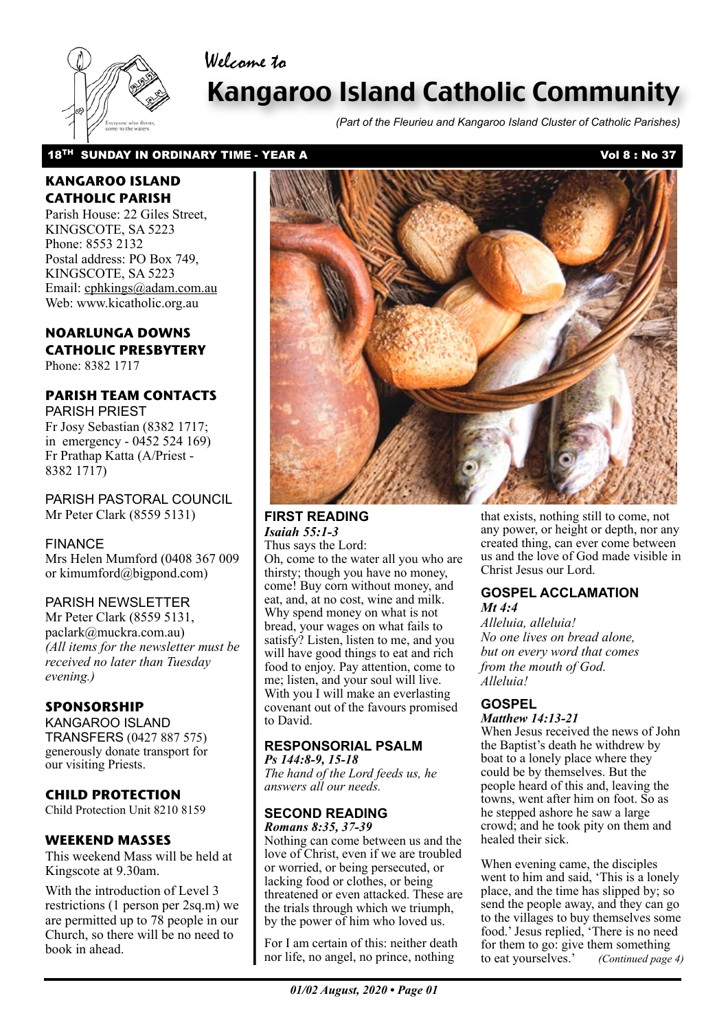Welcome to

# Kangaroo Island Catholic Community

*(Part of the Fleurieu and Kangaroo Island Cluster of Catholic Parishes)*

**18TH SUNDAY IN ORDINARY TIME - YEAR A** **Vol 8 : No 37**

## KANGAROO ISLAND CATHOLIC PARISH

Parish House: 22 Giles Street, KINGSCOTE, SA 5223
Phone: 8553 2132
Postal address: PO Box 749, KINGSCOTE, SA 5223
Email: cphkings@adam.com.au
Web: www.kicatholic.org.au

## NOARLUNGA DOWNS CATHOLIC PRESBYTERY

Phone: 8382 1717

## PARISH TEAM CONTACTS

PARISH PRIEST
Fr Josy Sebastian (8382 1717; in emergency - 0452 524 169)
Fr Prathap Katta (A/Priest - 8382 1717)

PARISH PASTORAL COUNCIL
Mr Peter Clark (8559 5131)

FINANCE
Mrs Helen Mumford (0408 367 009 or kimumford@bigpond.com)

PARISH NEWSLETTER
Mr Peter Clark (8559 5131, paclark@muckra.com.au)
*(All items for the newsletter must be received no later than Tuesday evening.)*

## SPONSORSHIP

KANGAROO ISLAND TRANSFERS (0427 887 575) generously donate transport for our visiting Priests.

## CHILD PROTECTION

Child Protection Unit 8210 8159

## WEEKEND MASSES

This weekend Mass will be held at Kingscote at 9.30am.

With the introduction of Level 3 restrictions (1 person per 2sq.m) we are permitted up to 78 people in our Church, so there will be no need to book in ahead.

## FIRST READING

***Isaiah 55:1-3***

Thus says the Lord:
Oh, come to the water all you who are thirsty; though you have no money, come! Buy corn without money, and eat, and, at no cost, wine and milk. Why spend money on what is not bread, your wages on what fails to satisfy? Listen, listen to me, and you will have good things to eat and rich food to enjoy. Pay attention, come to me; listen, and your soul will live. With you I will make an everlasting covenant out of the favours promised to David.

## RESPONSORIAL PSALM

***Ps 144:8-9, 15-18***

*The hand of the Lord feeds us, he answers all our needs.*

## SECOND READING

***Romans 8:35, 37-39***

Nothing can come between us and the love of Christ, even if we are troubled or worried, or being persecuted, or lacking food or clothes, or being threatened or even attacked. These are the trials through which we triumph, by the power of him who loved us.

For I am certain of this: neither death nor life, no angel, no prince, nothing that exists, nothing still to come, not any power, or height or depth, nor any created thing, can ever come between us and the love of God made visible in Christ Jesus our Lord.

## GOSPEL ACCLAMATION

***Mt 4:4***

*Alleluia, alleluia!
No one lives on bread alone,
but on every word that comes
from the mouth of God.
Alleluia!*

## GOSPEL

***Matthew 14:13-21***

When Jesus received the news of John the Baptist's death he withdrew by boat to a lonely place where they could be by themselves. But the people heard of this and, leaving the towns, went after him on foot. So as he stepped ashore he saw a large crowd; and he took pity on them and healed their sick.

When evening came, the disciples went to him and said, 'This is a lonely place, and the time has slipped by; so send the people away, and they can go to the villages to buy themselves some food.' Jesus replied, 'There is no need for them to go: give them something to eat yourselves.' *(Continued page 4)*

*01/02 August, 2020*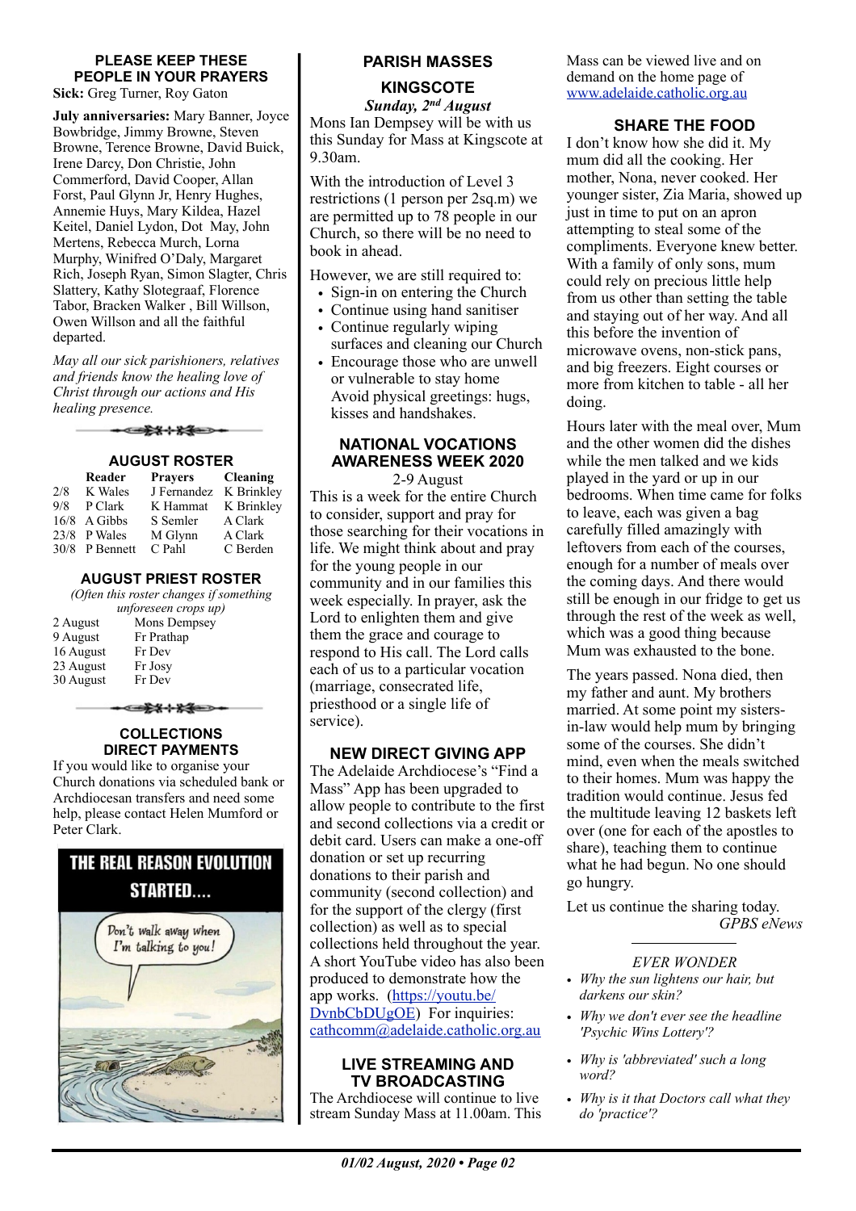## PLEASE KEEP THESE PEOPLE IN YOUR PRAYERS

**Sick:** Greg Turner, Roy Gaton

**July anniversaries:** Mary Banner, Joyce Bowbridge, Jimmy Browne, Steven Browne, Terence Browne, David Buick, Irene Darcy, Don Christie, John Commerford, David Cooper, Allan Forst, Paul Glynn Jr, Henry Hughes, Annemie Huys, Mary Kildea, Hazel Keitel, Daniel Lydon, Dot May, John Mertens, Rebecca Murch, Lorna Murphy, Winifred O'Daly, Margaret Rich, Joseph Ryan, Simon Slagter, Chris Slattery, Kathy Slotegraaf, Florence Tabor, Bracken Walker , Bill Willson, Owen Willson and all the faithful departed.

*May all our sick parishioners, relatives and friends know the healing love of Christ through our actions and His healing presence.*

## AUGUST ROSTER

| | Reader | Prayers | Cleaning |
|---|---|---|---|
| 2/8 | K Wales | J Fernandez | K Brinkley |
| 9/8 | P Clark | K Hammat | K Brinkley |
| 16/8 | A Gibbs | S Semler | A Clark |
| 23/8 | P Wales | M Glynn | A Clark |
| 30/8 | P Bennett | C Pahl | C Berden |

## AUGUST PRIEST ROSTER

*(Often this roster changes if something unforeseen crops up)*

| | |
|---|---|
| 2 August | Mons Dempsey |
| 9 August | Fr Prathap |
| 16 August | Fr Dev |
| 23 August | Fr Josy |
| 30 August | Fr Dev |

## COLLECTIONS DIRECT PAYMENTS

If you would like to organise your Church donations via scheduled bank or Archdiocesan transfers and need some help, please contact Helen Mumford or Peter Clark.

THE REAL REASON EVOLUTION STARTED....

Don't walk away when I'm talking to you!

## PARISH MASSES

### KINGSCOTE

***Sunday, 2nd August***

Mons Ian Dempsey will be with us this Sunday for Mass at Kingscote at 9.30am.

With the introduction of Level 3 restrictions (1 person per 2sq.m) we are permitted up to 78 people in our Church, so there will be no need to book in ahead.

However, we are still required to:

- Sign-in on entering the Church
- Continue using hand sanitiser
- Continue regularly wiping surfaces and cleaning our Church
- Encourage those who are unwell or vulnerable to stay home Avoid physical greetings: hugs, kisses and handshakes.

## NATIONAL VOCATIONS AWARENESS WEEK 2020

2-9 August

This is a week for the entire Church to consider, support and pray for those searching for their vocations in life. We might think about and pray for the young people in our community and in our families this week especially. In prayer, ask the Lord to enlighten them and give them the grace and courage to respond to His call. The Lord calls each of us to a particular vocation (marriage, consecrated life, priesthood or a single life of service).

## NEW DIRECT GIVING APP

The Adelaide Archdiocese's "Find a Mass" App has been upgraded to allow people to contribute to the first and second collections via a credit or debit card. Users can make a one-off donation or set up recurring donations to their parish and community (second collection) and for the support of the clergy (first collection) as well as to special collections held throughout the year. A short YouTube video has also been produced to demonstrate how the app works. (https://youtu.be/DvnbCbDUgOE) For inquiries: cathcomm@adelaide.catholic.org.au

## LIVE STREAMING AND TV BROADCASTING

The Archdiocese will continue to live stream Sunday Mass at 11.00am. This Mass can be viewed live and on demand on the home page of www.adelaide.catholic.org.au

## SHARE THE FOOD

I don't know how she did it. My mum did all the cooking. Her mother, Nona, never cooked. Her younger sister, Zia Maria, showed up just in time to put on an apron attempting to steal some of the compliments. Everyone knew better. With a family of only sons, mum could rely on precious little help from us other than setting the table and staying out of her way. And all this before the invention of microwave ovens, non-stick pans, and big freezers. Eight courses or more from kitchen to table - all her doing.

Hours later with the meal over, Mum and the other women did the dishes while the men talked and we kids played in the yard or up in our bedrooms. When time came for folks to leave, each was given a bag carefully filled amazingly with leftovers from each of the courses, enough for a number of meals over the coming days. And there would still be enough in our fridge to get us through the rest of the week as well, which was a good thing because Mum was exhausted to the bone.

The years passed. Nona died, then my father and aunt. My brothers married. At some point my sisters-in-law would help mum by bringing some of the courses. She didn't mind, even when the meals switched to their homes. Mum was happy the tradition would continue. Jesus fed the multitude leaving 12 baskets left over (one for each of the apostles to share), teaching them to continue what he had begun. No one should go hungry.

Let us continue the sharing today.

*GPBS eNews*

*EVER WONDER*

- *Why the sun lightens our hair, but darkens our skin?*
- *Why we don't ever see the headline 'Psychic Wins Lottery'?*
- *Why is 'abbreviated' such a long word?*
- *Why is it that Doctors call what they do 'practice'?*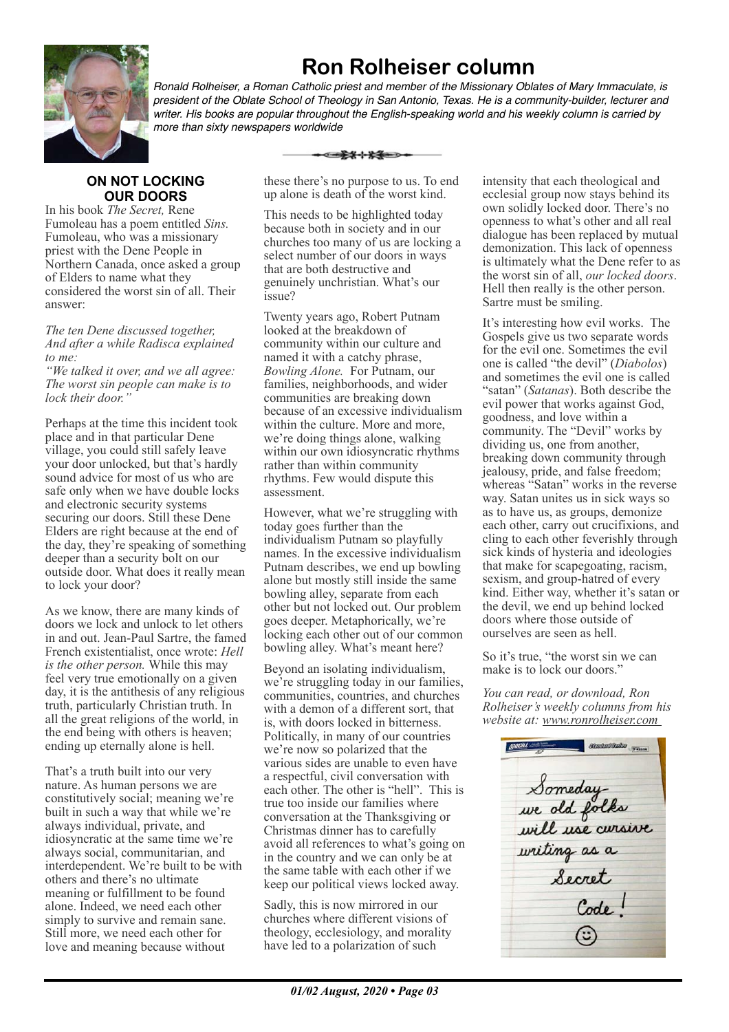# Ron Rolheiser column

*Ronald Rolheiser, a Roman Catholic priest and member of the Missionary Oblates of Mary Immaculate, is president of the Oblate School of Theology in San Antonio, Texas. He is a community-builder, lecturer and writer. His books are popular throughout the English-speaking world and his weekly column is carried by more than sixty newspapers worldwide*

## ON NOT LOCKING OUR DOORS

In his book *The Secret,* Rene Fumoleau has a poem entitled *Sins.* Fumoleau, who was a missionary priest with the Dene People in Northern Canada, once asked a group of Elders to name what they considered the worst sin of all. Their answer:

*The ten Dene discussed together,*
*And after a while Radisca explained to me:*
*"We talked it over, and we all agree:*
*The worst sin people can make is to lock their door."*

Perhaps at the time this incident took place and in that particular Dene village, you could still safely leave your door unlocked, but that's hardly sound advice for most of us who are safe only when we have double locks and electronic security systems securing our doors. Still these Dene Elders are right because at the end of the day, they're speaking of something deeper than a security bolt on our outside door. What does it really mean to lock your door?

As we know, there are many kinds of doors we lock and unlock to let others in and out. Jean-Paul Sartre, the famed French existentialist, once wrote: *Hell is the other person.* While this may feel very true emotionally on a given day, it is the antithesis of any religious truth, particularly Christian truth. In all the great religions of the world, in the end being with others is heaven; ending up eternally alone is hell.

That's a truth built into our very nature. As human persons we are constitutively social; meaning we're built in such a way that while we're always individual, private, and idiosyncratic at the same time we're always social, communitarian, and interdependent. We're built to be with others and there's no ultimate meaning or fulfillment to be found alone. Indeed, we need each other simply to survive and remain sane. Still more, we need each other for love and meaning because without these there's no purpose to us. To end up alone is death of the worst kind.

This needs to be highlighted today because both in society and in our churches too many of us are locking a select number of our doors in ways that are both destructive and genuinely unchristian. What's our issue?

Twenty years ago, Robert Putnam looked at the breakdown of community within our culture and named it with a catchy phrase, *Bowling Alone.* For Putnam, our families, neighborhoods, and wider communities are breaking down because of an excessive individualism within the culture. More and more, we're doing things alone, walking within our own idiosyncratic rhythms rather than within community rhythms. Few would dispute this assessment.

However, what we're struggling with today goes further than the individualism Putnam so playfully names. In the excessive individualism Putnam describes, we end up bowling alone but mostly still inside the same bowling alley, separate from each other but not locked out. Our problem goes deeper. Metaphorically, we're locking each other out of our common bowling alley. What's meant here?

Beyond an isolating individualism, we're struggling today in our families, communities, countries, and churches with a demon of a different sort, that is, with doors locked in bitterness. Politically, in many of our countries we're now so polarized that the various sides are unable to even have a respectful, civil conversation with each other. The other is "hell". This is true too inside our families where conversation at the Thanksgiving or Christmas dinner has to carefully avoid all references to what's going on in the country and we can only be at the same table with each other if we keep our political views locked away.

Sadly, this is now mirrored in our churches where different visions of theology, ecclesiology, and morality have led to a polarization of such intensity that each theological and ecclesial group now stays behind its own solidly locked door. There's no openness to what's other and all real dialogue has been replaced by mutual demonization. This lack of openness is ultimately what the Dene refer to as the worst sin of all, *our locked doors*. Hell then really is the other person. Sartre must be smiling.

It's interesting how evil works. The Gospels give us two separate words for the evil one. Sometimes the evil one is called "the devil" (*Diabolos*) and sometimes the evil one is called "satan" (*Satanas*). Both describe the evil power that works against God, goodness, and love within a community. The "Devil" works by dividing us, one from another, breaking down community through jealousy, pride, and false freedom; whereas "Satan" works in the reverse way. Satan unites us in sick ways so as to have us, as groups, demonize each other, carry out crucifixions, and cling to each other feverishly through sick kinds of hysteria and ideologies that make for scapegoating, racism, sexism, and group-hatred of every kind. Either way, whether it's satan or the devil, we end up behind locked doors where those outside of ourselves are seen as hell.

So it's true, "the worst sin we can make is to lock our doors."

*You can read, or download, Ron Rolheiser's weekly columns from his website at: www.ronrolheiser.com*

Someday we old folks will use cursive writing as a Secret Code! ☺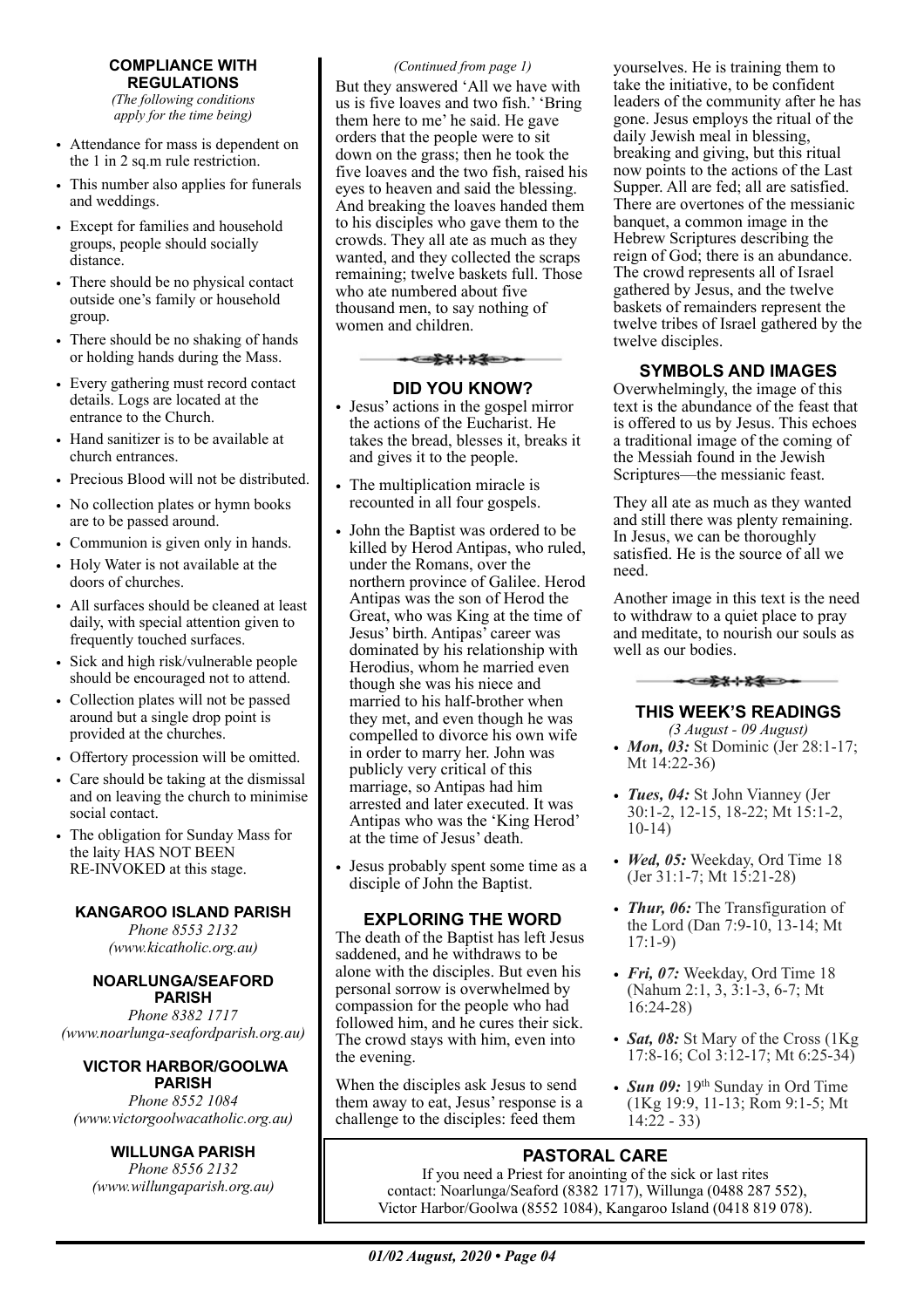## COMPLIANCE WITH REGULATIONS

*(The following conditions apply for the time being)*

- Attendance for mass is dependent on the 1 in 2 sq.m rule restriction.
- This number also applies for funerals and weddings.
- Except for families and household groups, people should socially distance.
- There should be no physical contact outside one's family or household group.
- There should be no shaking of hands or holding hands during the Mass.
- Every gathering must record contact details. Logs are located at the entrance to the Church.
- Hand sanitizer is to be available at church entrances.
- Precious Blood will not be distributed.
- No collection plates or hymn books are to be passed around.
- Communion is given only in hands.
- Holy Water is not available at the doors of churches.
- All surfaces should be cleaned at least daily, with special attention given to frequently touched surfaces.
- Sick and high risk/vulnerable people should be encouraged not to attend.
- Collection plates will not be passed around but a single drop point is provided at the churches.
- Offertory procession will be omitted.
- Care should be taking at the dismissal and on leaving the church to minimise social contact.
- The obligation for Sunday Mass for the laity HAS NOT BEEN RE-INVOKED at this stage.

### KANGAROO ISLAND PARISH

*Phone 8553 2132*
*(www.kicatholic.org.au)*

### NOARLUNGA/SEAFORD PARISH

*Phone 8382 1717*
*(www.noarlunga-seafordparish.org.au)*

### VICTOR HARBOR/GOOLWA PARISH

*Phone 8552 1084*
*(www.victorgoolwacatholic.org.au)*

### WILLUNGA PARISH

*Phone 8556 2132*
*(www.willungaparish.org.au)*

*(Continued from page 1)*

But they answered 'All we have with us is five loaves and two fish.' 'Bring them here to me' he said. He gave orders that the people were to sit down on the grass; then he took the five loaves and the two fish, raised his eyes to heaven and said the blessing. And breaking the loaves handed them to his disciples who gave them to the crowds. They all ate as much as they wanted, and they collected the scraps remaining; twelve baskets full. Those who ate numbered about five thousand men, to say nothing of women and children.

## DID YOU KNOW?

- Jesus' actions in the gospel mirror the actions of the Eucharist. He takes the bread, blesses it, breaks it and gives it to the people.
- The multiplication miracle is recounted in all four gospels.
- John the Baptist was ordered to be killed by Herod Antipas, who ruled, under the Romans, over the northern province of Galilee. Herod Antipas was the son of Herod the Great, who was King at the time of Jesus' birth. Antipas' career was dominated by his relationship with Herodius, whom he married even though she was his niece and married to his half-brother when they met, and even though he was compelled to divorce his own wife in order to marry her. John was publicly very critical of this marriage, so Antipas had him arrested and later executed. It was Antipas who was the 'King Herod' at the time of Jesus' death.
- Jesus probably spent some time as a disciple of John the Baptist.

## EXPLORING THE WORD

The death of the Baptist has left Jesus saddened, and he withdraws to be alone with the disciples. But even his personal sorrow is overwhelmed by compassion for the people who had followed him, and he cures their sick. The crowd stays with him, even into the evening.

When the disciples ask Jesus to send them away to eat, Jesus' response is a challenge to the disciples: feed them yourselves. He is training them to take the initiative, to be confident leaders of the community after he has gone. Jesus employs the ritual of the daily Jewish meal in blessing, breaking and giving, but this ritual now points to the actions of the Last Supper. All are fed; all are satisfied. There are overtones of the messianic banquet, a common image in the Hebrew Scriptures describing the reign of God; there is an abundance. The crowd represents all of Israel gathered by Jesus, and the twelve baskets of remainders represent the twelve tribes of Israel gathered by the twelve disciples.

## SYMBOLS AND IMAGES

Overwhelmingly, the image of this text is the abundance of the feast that is offered to us by Jesus. This echoes a traditional image of the coming of the Messiah found in the Jewish Scriptures—the messianic feast.

They all ate as much as they wanted and still there was plenty remaining. In Jesus, we can be thoroughly satisfied. He is the source of all we need.

Another image in this text is the need to withdraw to a quiet place to pray and meditate, to nourish our souls as well as our bodies.

## THIS WEEK'S READINGS

*(3 August - 09 August)*

- ***Mon, 03:*** St Dominic (Jer 28:1-17; Mt 14:22-36)
- ***Tues, 04:*** St John Vianney (Jer 30:1-2, 12-15, 18-22; Mt 15:1-2, 10-14)
- ***Wed, 05:*** Weekday, Ord Time 18 (Jer 31:1-7; Mt 15:21-28)
- ***Thur, 06:*** The Transfiguration of the Lord (Dan 7:9-10, 13-14; Mt 17:1-9)
- ***Fri, 07:*** Weekday, Ord Time 18 (Nahum 2:1, 3, 3:1-3, 6-7; Mt 16:24-28)
- ***Sat, 08:*** St Mary of the Cross (1Kg 17:8-16; Col 3:12-17; Mt 6:25-34)
- ***Sun 09:*** 19th Sunday in Ord Time (1Kg 19:9, 11-13; Rom 9:1-5; Mt 14:22 - 33)

## PASTORAL CARE

If you need a Priest for anointing of the sick or last rites contact: Noarlunga/Seaford (8382 1717), Willunga (0488 287 552), Victor Harbor/Goolwa (8552 1084), Kangaroo Island (0418 819 078).